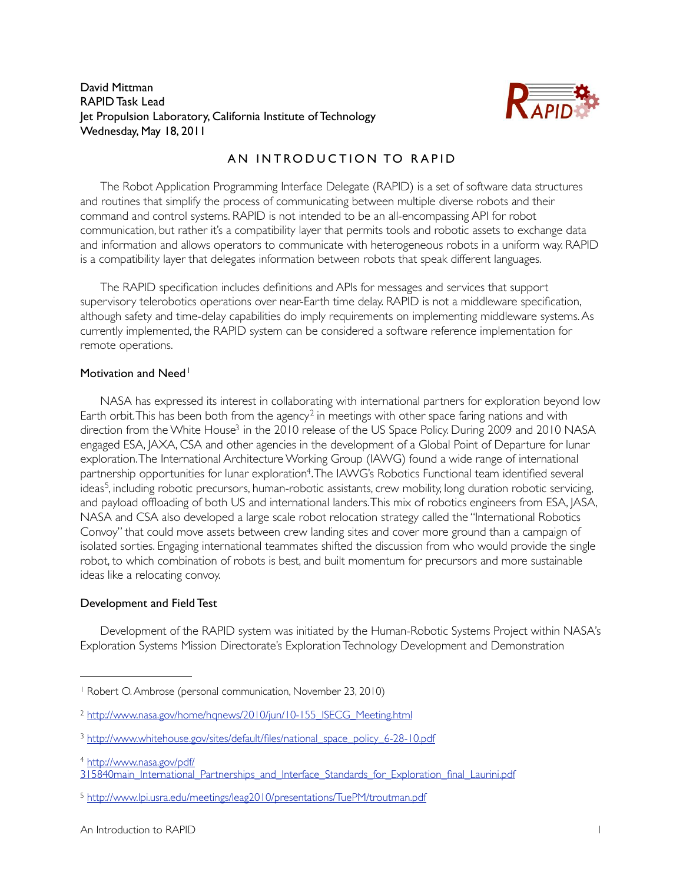David Mittman
RAPID Task Lead
Jet Propulsion Laboratory, California Institute of Technology
Wednesday, May 18, 2011

# AN INTRODUCTION TO RAPID

The Robot Application Programming Interface Delegate (RAPID) is a set of software data structures and routines that simplify the process of communicating between multiple diverse robots and their command and control systems. RAPID is not intended to be an all-encompassing API for robot communication, but rather it's a compatibility layer that permits tools and robotic assets to exchange data and information and allows operators to communicate with heterogeneous robots in a uniform way. RAPID is a compatibility layer that delegates information between robots that speak different languages.

The RAPID specification includes definitions and APIs for messages and services that support supervisory telerobotics operations over near-Earth time delay. RAPID is not a middleware specification, although safety and time-delay capabilities do imply requirements on implementing middleware systems. As currently implemented, the RAPID system can be considered a software reference implementation for remote operations.

## Motivation and Need[1]

NASA has expressed its interest in collaborating with international partners for exploration beyond low Earth orbit. This has been both from the agency[2] in meetings with other space faring nations and with direction from the White House[3] in the 2010 release of the US Space Policy. During 2009 and 2010 NASA engaged ESA, JAXA, CSA and other agencies in the development of a Global Point of Departure for lunar exploration. The International Architecture Working Group (IAWG) found a wide range of international partnership opportunities for lunar exploration[4]. The IAWG's Robotics Functional team identified several ideas[5], including robotic precursors, human-robotic assistants, crew mobility, long duration robotic servicing, and payload offloading of both US and international landers. This mix of robotics engineers from ESA, JASA, NASA and CSA also developed a large scale robot relocation strategy called the "International Robotics Convoy" that could move assets between crew landing sites and cover more ground than a campaign of isolated sorties. Engaging international teammates shifted the discussion from who would provide the single robot, to which combination of robots is best, and built momentum for precursors and more sustainable ideas like a relocating convoy.

## Development and Field Test

Development of the RAPID system was initiated by the Human-Robotic Systems Project within NASA's Exploration Systems Mission Directorate's Exploration Technology Development and Demonstration

---

[1] Robert O. Ambrose (personal communication, November 23, 2010)

[2] http://www.nasa.gov/home/hqnews/2010/jun/10-155_ISECG_Meeting.html

[3] http://www.whitehouse.gov/sites/default/files/national_space_policy_6-28-10.pdf

[4] http://www.nasa.gov/pdf/315840main_International_Partnerships_and_Interface_Standards_for_Exploration_final_Laurini.pdf

[5] http://www.lpi.usra.edu/meetings/leag2010/presentations/TuePM/troutman.pdf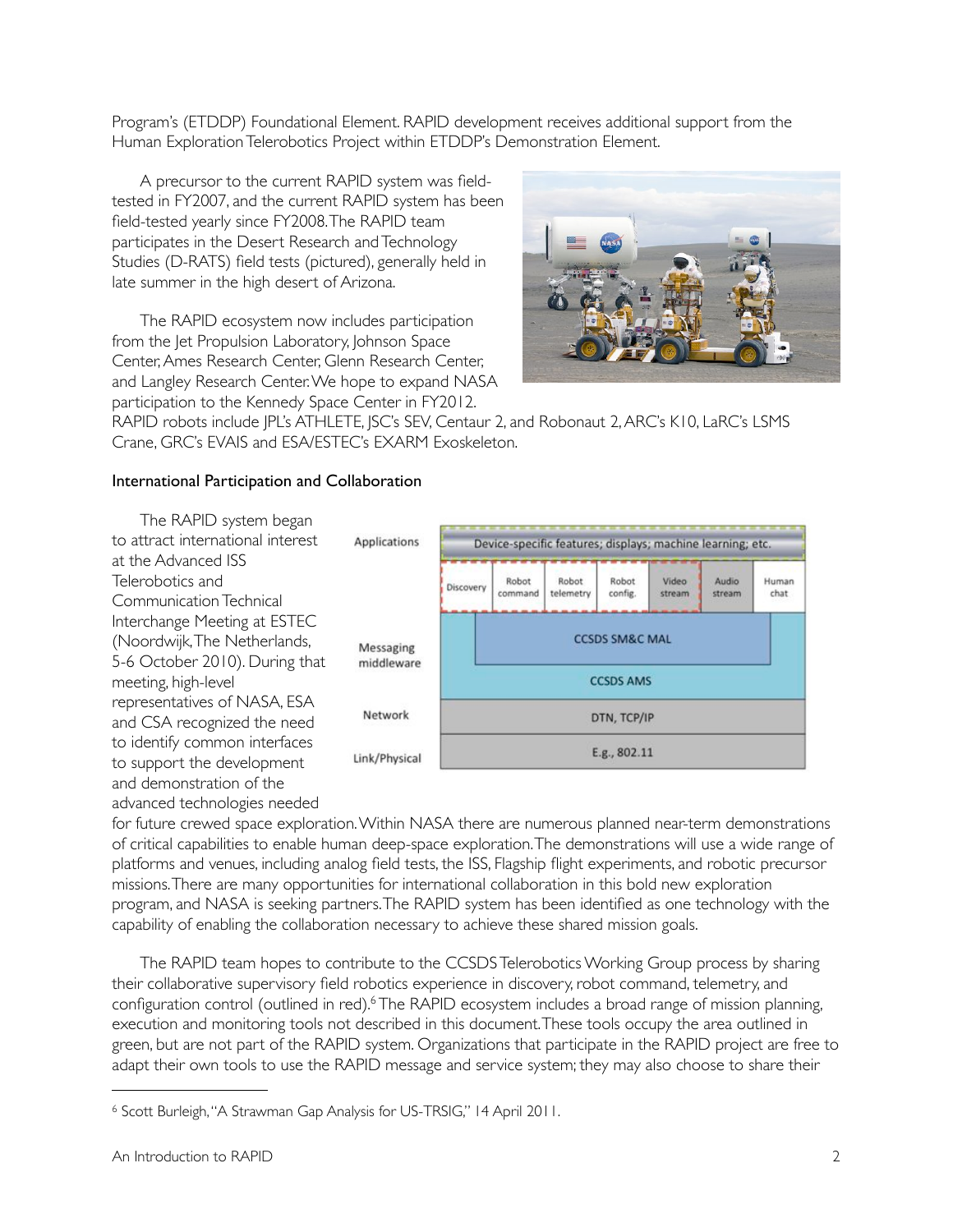Program's (ETDDP) Foundational Element. RAPID development receives additional support from the Human Exploration Telerobotics Project within ETDDP's Demonstration Element.

A precursor to the current RAPID system was field-tested in FY2007, and the current RAPID system has been field-tested yearly since FY2008. The RAPID team participates in the Desert Research and Technology Studies (D-RATS) field tests (pictured), generally held in late summer in the high desert of Arizona.

The RAPID ecosystem now includes participation from the Jet Propulsion Laboratory, Johnson Space Center, Ames Research Center, Glenn Research Center, and Langley Research Center. We hope to expand NASA participation to the Kennedy Space Center in FY2012. RAPID robots include JPL's ATHLETE, JSC's SEV, Centaur 2, and Robonaut 2, ARC's K10, LaRC's LSMS Crane, GRC's EVAIS and ESA/ESTEC's EXARM Exoskeleton.

## International Participation and Collaboration

The RAPID system began to attract international interest at the Advanced ISS Telerobotics and Communication Technical Interchange Meeting at ESTEC (Noordwijk, The Netherlands, 5-6 October 2010). During that meeting, high-level representatives of NASA, ESA and CSA recognized the need to identify common interfaces to support the development and demonstration of the advanced technologies needed for future crewed space exploration. Within NASA there are numerous planned near-term demonstrations of critical capabilities to enable human deep-space exploration. The demonstrations will use a wide range of platforms and venues, including analog field tests, the ISS, Flagship flight experiments, and robotic precursor missions. There are many opportunities for international collaboration in this bold new exploration program, and NASA is seeking partners. The RAPID system has been identified as one technology with the capability of enabling the collaboration necessary to achieve these shared mission goals.

| Layer | | | | | | | |
|---|---|---|---|---|---|---|---|
| Applications | Device-specific features; displays; machine learning; etc. | | | | | | |
| | Discovery | Robot command | Robot telemetry | Robot config. | Video stream | Audio stream | Human chat |
| Messaging middleware | CCSDS SM&C MAL | | | | | | |
| | CCSDS AMS | | | | | | |
| Network | DTN, TCP/IP | | | | | | |
| Link/Physical | E.g., 802.11 | | | | | | |

The RAPID team hopes to contribute to the CCSDS Telerobotics Working Group process by sharing their collaborative supervisory field robotics experience in discovery, robot command, telemetry, and configuration control (outlined in red).[6] The RAPID ecosystem includes a broad range of mission planning, execution and monitoring tools not described in this document. These tools occupy the area outlined in green, but are not part of the RAPID system. Organizations that participate in the RAPID project are free to adapt their own tools to use the RAPID message and service system; they may also choose to share their

[6] Scott Burleigh, "A Strawman Gap Analysis for US-TRSIG," 14 April 2011.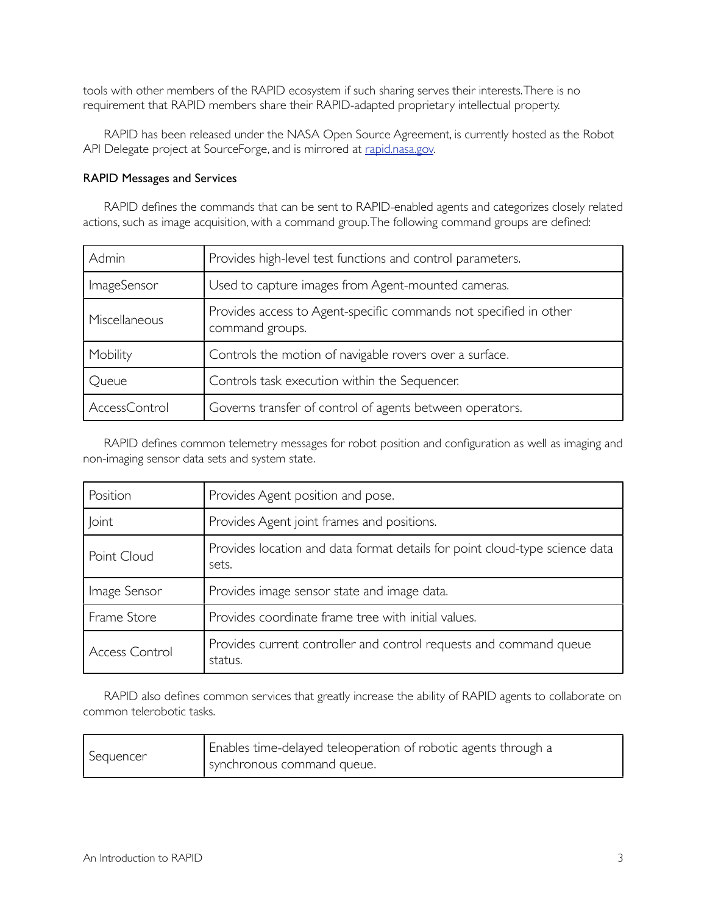tools with other members of the RAPID ecosystem if such sharing serves their interests. There is no requirement that RAPID members share their RAPID-adapted proprietary intellectual property.

RAPID has been released under the NASA Open Source Agreement, is currently hosted as the Robot API Delegate project at SourceForge, and is mirrored at [rapid.nasa.gov](rapid.nasa.gov).

### RAPID Messages and Services

RAPID defines the commands that can be sent to RAPID-enabled agents and categorizes closely related actions, such as image acquisition, with a command group. The following command groups are defined:

| | |
|---|---|
| Admin | Provides high-level test functions and control parameters. |
| ImageSensor | Used to capture images from Agent-mounted cameras. |
| Miscellaneous | Provides access to Agent-specific commands not specified in other command groups. |
| Mobility | Controls the motion of navigable rovers over a surface. |
| Queue | Controls task execution within the Sequencer. |
| AccessControl | Governs transfer of control of agents between operators. |

RAPID defines common telemetry messages for robot position and configuration as well as imaging and non-imaging sensor data sets and system state.

| | |
|---|---|
| Position | Provides Agent position and pose. |
| Joint | Provides Agent joint frames and positions. |
| Point Cloud | Provides location and data format details for point cloud-type science data sets. |
| Image Sensor | Provides image sensor state and image data. |
| Frame Store | Provides coordinate frame tree with initial values. |
| Access Control | Provides current controller and control requests and command queue status. |

RAPID also defines common services that greatly increase the ability of RAPID agents to collaborate on common telerobotic tasks.

| | |
|---|---|
| Sequencer | Enables time-delayed teleoperation of robotic agents through a synchronous command queue. |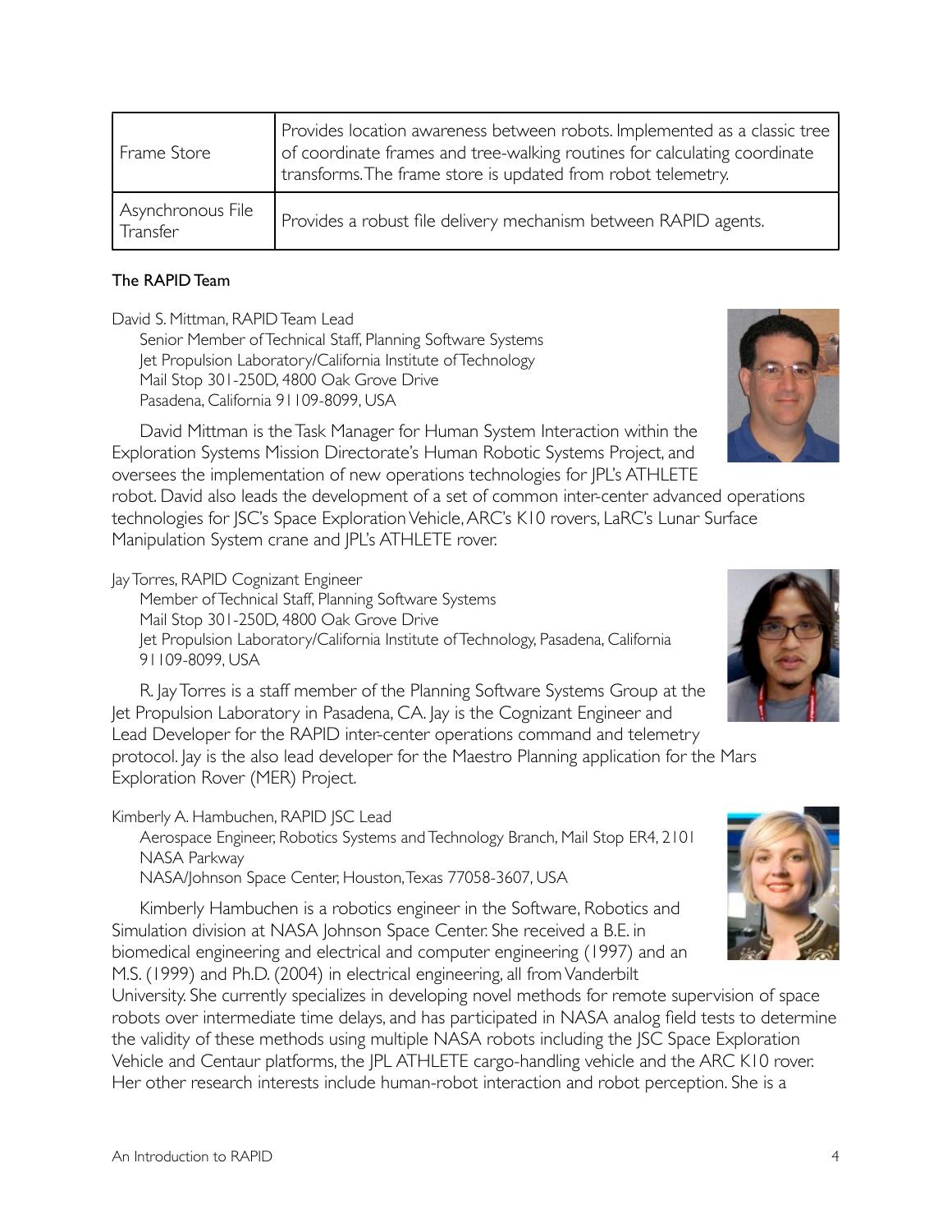| Frame Store | Provides location awareness between robots. Implemented as a classic tree of coordinate frames and tree-walking routines for calculating coordinate transforms. The frame store is updated from robot telemetry. |
|---|---|
| Asynchronous File Transfer | Provides a robust file delivery mechanism between RAPID agents. |

**The RAPID Team**

David S. Mittman, RAPID Team Lead
Senior Member of Technical Staff, Planning Software Systems
Jet Propulsion Laboratory/California Institute of Technology
Mail Stop 301-250D, 4800 Oak Grove Drive
Pasadena, California 91109-8099, USA

David Mittman is the Task Manager for Human System Interaction within the Exploration Systems Mission Directorate's Human Robotic Systems Project, and oversees the implementation of new operations technologies for JPL's ATHLETE robot. David also leads the development of a set of common inter-center advanced operations technologies for JSC's Space Exploration Vehicle, ARC's K10 rovers, LaRC's Lunar Surface Manipulation System crane and JPL's ATHLETE rover.

Jay Torres, RAPID Cognizant Engineer
Member of Technical Staff, Planning Software Systems
Mail Stop 301-250D, 4800 Oak Grove Drive
Jet Propulsion Laboratory/California Institute of Technology, Pasadena, California 91109-8099, USA

R. Jay Torres is a staff member of the Planning Software Systems Group at the Jet Propulsion Laboratory in Pasadena, CA. Jay is the Cognizant Engineer and Lead Developer for the RAPID inter-center operations command and telemetry protocol. Jay is the also lead developer for the Maestro Planning application for the Mars Exploration Rover (MER) Project.

Kimberly A. Hambuchen, RAPID JSC Lead
Aerospace Engineer, Robotics Systems and Technology Branch, Mail Stop ER4, 2101 NASA Parkway
NASA/Johnson Space Center, Houston, Texas 77058-3607, USA

Kimberly Hambuchen is a robotics engineer in the Software, Robotics and Simulation division at NASA Johnson Space Center. She received a B.E. in biomedical engineering and electrical and computer engineering (1997) and an M.S. (1999) and Ph.D. (2004) in electrical engineering, all from Vanderbilt University. She currently specializes in developing novel methods for remote supervision of space robots over intermediate time delays, and has participated in NASA analog field tests to determine the validity of these methods using multiple NASA robots including the JSC Space Exploration Vehicle and Centaur platforms, the JPL ATHLETE cargo-handling vehicle and the ARC K10 rover. Her other research interests include human-robot interaction and robot perception. She is a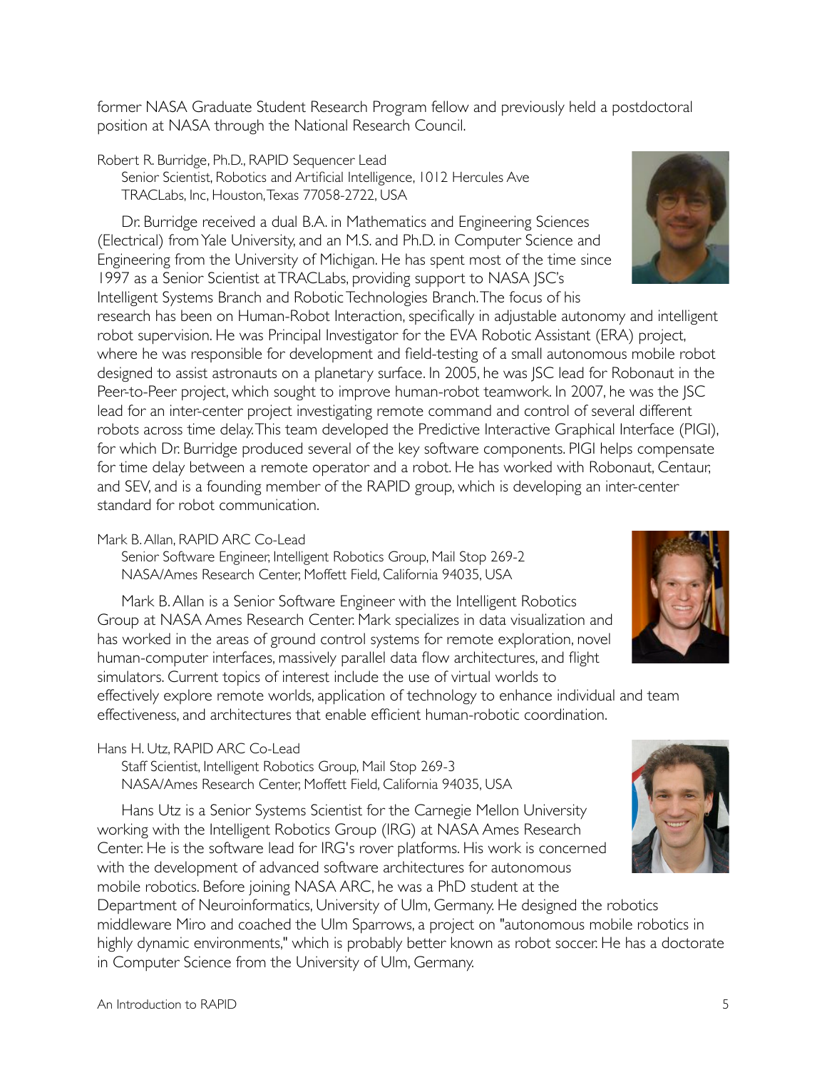former NASA Graduate Student Research Program fellow and previously held a postdoctoral position at NASA through the National Research Council.

Robert R. Burridge, Ph.D., RAPID Sequencer Lead
Senior Scientist, Robotics and Artificial Intelligence, 1012 Hercules Ave
TRACLabs, Inc, Houston, Texas 77058-2722, USA

Dr. Burridge received a dual B.A. in Mathematics and Engineering Sciences (Electrical) from Yale University, and an M.S. and Ph.D. in Computer Science and Engineering from the University of Michigan. He has spent most of the time since 1997 as a Senior Scientist at TRACLabs, providing support to NASA JSC's Intelligent Systems Branch and Robotic Technologies Branch. The focus of his research has been on Human-Robot Interaction, specifically in adjustable autonomy and intelligent robot supervision. He was Principal Investigator for the EVA Robotic Assistant (ERA) project, where he was responsible for development and field-testing of a small autonomous mobile robot designed to assist astronauts on a planetary surface. In 2005, he was JSC lead for Robonaut in the Peer-to-Peer project, which sought to improve human-robot teamwork. In 2007, he was the JSC lead for an inter-center project investigating remote command and control of several different robots across time delay. This team developed the Predictive Interactive Graphical Interface (PIGI), for which Dr. Burridge produced several of the key software components. PIGI helps compensate for time delay between a remote operator and a robot. He has worked with Robonaut, Centaur, and SEV, and is a founding member of the RAPID group, which is developing an inter-center standard for robot communication.

Mark B. Allan, RAPID ARC Co-Lead
Senior Software Engineer, Intelligent Robotics Group, Mail Stop 269-2
NASA/Ames Research Center, Moffett Field, California 94035, USA

Mark B. Allan is a Senior Software Engineer with the Intelligent Robotics Group at NASA Ames Research Center. Mark specializes in data visualization and has worked in the areas of ground control systems for remote exploration, novel human-computer interfaces, massively parallel data flow architectures, and flight simulators. Current topics of interest include the use of virtual worlds to effectively explore remote worlds, application of technology to enhance individual and team effectiveness, and architectures that enable efficient human-robotic coordination.

Hans H. Utz, RAPID ARC Co-Lead
Staff Scientist, Intelligent Robotics Group, Mail Stop 269-3
NASA/Ames Research Center, Moffett Field, California 94035, USA

Hans Utz is a Senior Systems Scientist for the Carnegie Mellon University working with the Intelligent Robotics Group (IRG) at NASA Ames Research Center. He is the software lead for IRG's rover platforms. His work is concerned with the development of advanced software architectures for autonomous mobile robotics. Before joining NASA ARC, he was a PhD student at the Department of Neuroinformatics, University of Ulm, Germany. He designed the robotics middleware Miro and coached the Ulm Sparrows, a project on "autonomous mobile robotics in highly dynamic environments," which is probably better known as robot soccer. He has a doctorate in Computer Science from the University of Ulm, Germany.